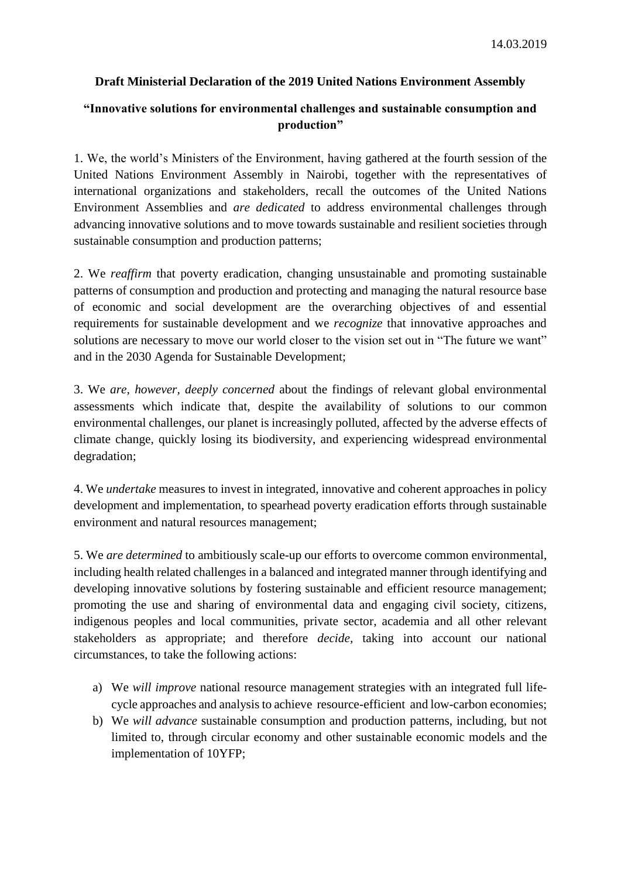14.03.2019

**Draft Ministerial Declaration of the 2019 United Nations Environment Assembly**

**“Innovative solutions for environmental challenges and sustainable consumption and production”**

1. We, the world’s Ministers of the Environment, having gathered at the fourth session of the United Nations Environment Assembly in Nairobi, together with the representatives of international organizations and stakeholders, recall the outcomes of the United Nations Environment Assemblies and *are dedicated* to address environmental challenges through advancing innovative solutions and to move towards sustainable and resilient societies through sustainable consumption and production patterns;

2. We *reaffirm* that poverty eradication, changing unsustainable and promoting sustainable patterns of consumption and production and protecting and managing the natural resource base of economic and social development are the overarching objectives of and essential requirements for sustainable development and we *recognize* that innovative approaches and solutions are necessary to move our world closer to the vision set out in “The future we want” and in the 2030 Agenda for Sustainable Development;

3. We *are, however, deeply concerned* about the findings of relevant global environmental assessments which indicate that, despite the availability of solutions to our common environmental challenges, our planet is increasingly polluted, affected by the adverse effects of climate change, quickly losing its biodiversity, and experiencing widespread environmental degradation;

4. We *undertake* measures to invest in integrated, innovative and coherent approaches in policy development and implementation, to spearhead poverty eradication efforts through sustainable environment and natural resources management;

5. We *are determined* to ambitiously scale-up our efforts to overcome common environmental, including health related challenges in a balanced and integrated manner through identifying and developing innovative solutions by fostering sustainable and efficient resource management; promoting the use and sharing of environmental data and engaging civil society, citizens, indigenous peoples and local communities, private sector, academia and all other relevant stakeholders as appropriate; and therefore *decide,* taking into account our national circumstances, to take the following actions:

a) We *will improve* national resource management strategies with an integrated full life-cycle approaches and analysis to achieve resource-efficient and low-carbon economies;

b) We *will advance* sustainable consumption and production patterns, including, but not limited to, through circular economy and other sustainable economic models and the implementation of 10YFP;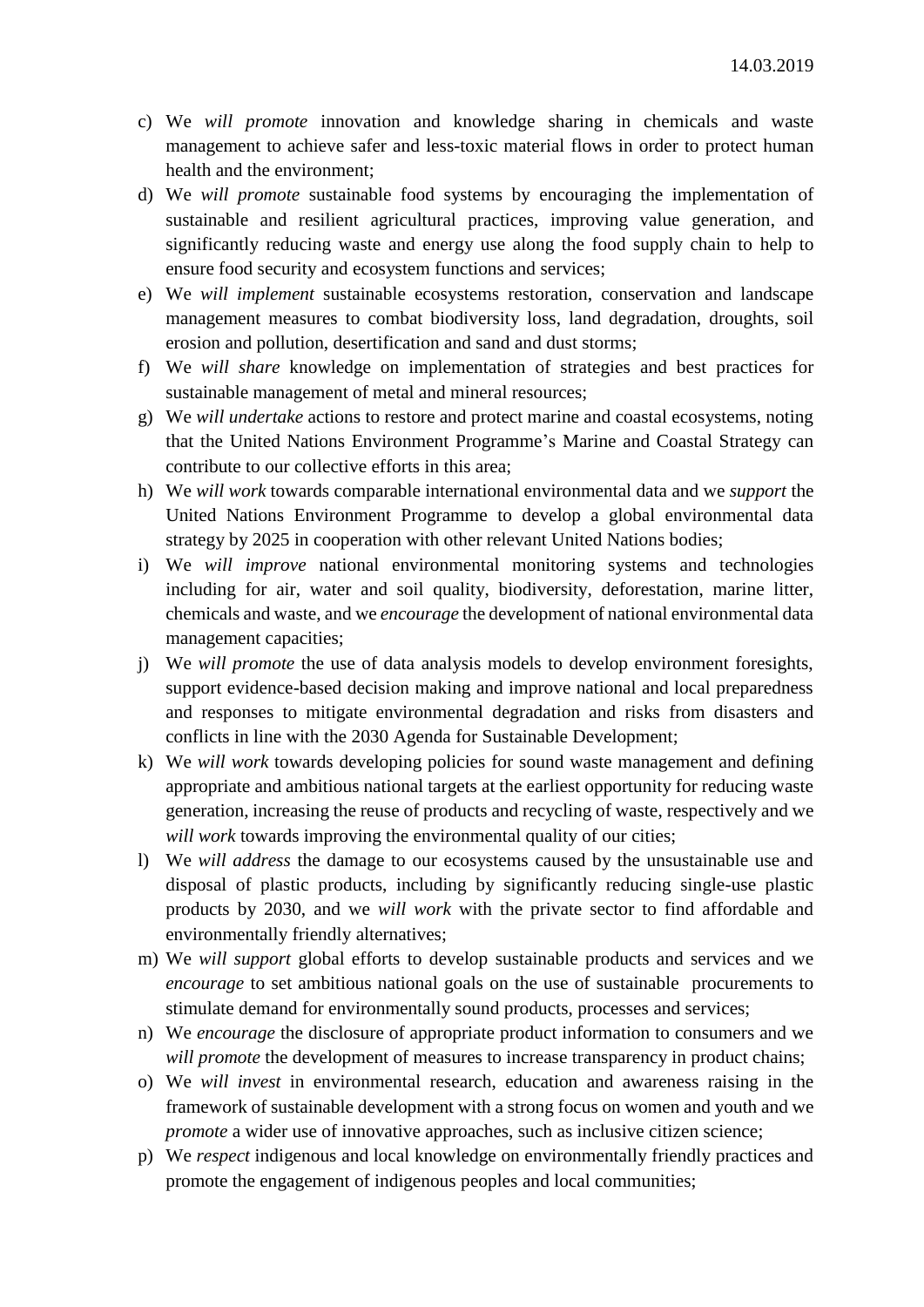c) We *will promote* innovation and knowledge sharing in chemicals and waste management to achieve safer and less-toxic material flows in order to protect human health and the environment;
d) We *will promote* sustainable food systems by encouraging the implementation of sustainable and resilient agricultural practices, improving value generation, and significantly reducing waste and energy use along the food supply chain to help to ensure food security and ecosystem functions and services;
e) We *will implement* sustainable ecosystems restoration, conservation and landscape management measures to combat biodiversity loss, land degradation, droughts, soil erosion and pollution, desertification and sand and dust storms;
f) We *will share* knowledge on implementation of strategies and best practices for sustainable management of metal and mineral resources;
g) We *will undertake* actions to restore and protect marine and coastal ecosystems, noting that the United Nations Environment Programme's Marine and Coastal Strategy can contribute to our collective efforts in this area;
h) We *will work* towards comparable international environmental data and we *support* the United Nations Environment Programme to develop a global environmental data strategy by 2025 in cooperation with other relevant United Nations bodies;
i) We *will improve* national environmental monitoring systems and technologies including for air, water and soil quality, biodiversity, deforestation, marine litter, chemicals and waste, and we *encourage* the development of national environmental data management capacities;
j) We *will promote* the use of data analysis models to develop environment foresights, support evidence-based decision making and improve national and local preparedness and responses to mitigate environmental degradation and risks from disasters and conflicts in line with the 2030 Agenda for Sustainable Development;
k) We *will work* towards developing policies for sound waste management and defining appropriate and ambitious national targets at the earliest opportunity for reducing waste generation, increasing the reuse of products and recycling of waste, respectively and we *will work* towards improving the environmental quality of our cities;
l) We *will address* the damage to our ecosystems caused by the unsustainable use and disposal of plastic products, including by significantly reducing single-use plastic products by 2030, and we *will work* with the private sector to find affordable and environmentally friendly alternatives;
m) We *will support* global efforts to develop sustainable products and services and we *encourage* to set ambitious national goals on the use of sustainable procurements to stimulate demand for environmentally sound products, processes and services;
n) We *encourage* the disclosure of appropriate product information to consumers and we *will promote* the development of measures to increase transparency in product chains;
o) We *will invest* in environmental research, education and awareness raising in the framework of sustainable development with a strong focus on women and youth and we *promote* a wider use of innovative approaches, such as inclusive citizen science;
p) We *respect* indigenous and local knowledge on environmentally friendly practices and promote the engagement of indigenous peoples and local communities;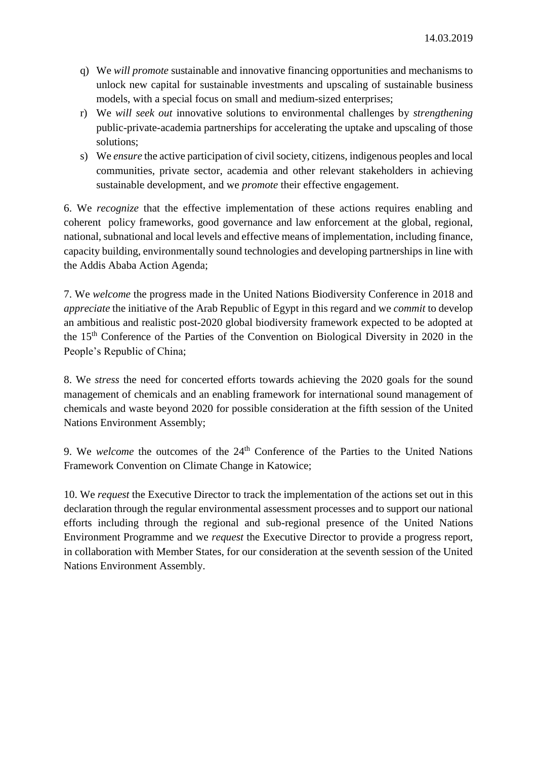14.03.2019

q) We *will promote* sustainable and innovative financing opportunities and mechanisms to unlock new capital for sustainable investments and upscaling of sustainable business models, with a special focus on small and medium-sized enterprises;
r) We *will seek out* innovative solutions to environmental challenges by *strengthening* public-private-academia partnerships for accelerating the uptake and upscaling of those solutions;
s) We *ensure* the active participation of civil society, citizens, indigenous peoples and local communities, private sector, academia and other relevant stakeholders in achieving sustainable development, and we *promote* their effective engagement.

6. We *recognize* that the effective implementation of these actions requires enabling and coherent policy frameworks, good governance and law enforcement at the global, regional, national, subnational and local levels and effective means of implementation, including finance, capacity building, environmentally sound technologies and developing partnerships in line with the Addis Ababa Action Agenda;

7. We *welcome* the progress made in the United Nations Biodiversity Conference in 2018 and *appreciate* the initiative of the Arab Republic of Egypt in this regard and we *commit* to develop an ambitious and realistic post-2020 global biodiversity framework expected to be adopted at the 15th Conference of the Parties of the Convention on Biological Diversity in 2020 in the People's Republic of China;

8. We *stress* the need for concerted efforts towards achieving the 2020 goals for the sound management of chemicals and an enabling framework for international sound management of chemicals and waste beyond 2020 for possible consideration at the fifth session of the United Nations Environment Assembly;

9. We *welcome* the outcomes of the 24th Conference of the Parties to the United Nations Framework Convention on Climate Change in Katowice;

10. We *request* the Executive Director to track the implementation of the actions set out in this declaration through the regular environmental assessment processes and to support our national efforts including through the regional and sub-regional presence of the United Nations Environment Programme and we *request* the Executive Director to provide a progress report, in collaboration with Member States, for our consideration at the seventh session of the United Nations Environment Assembly.